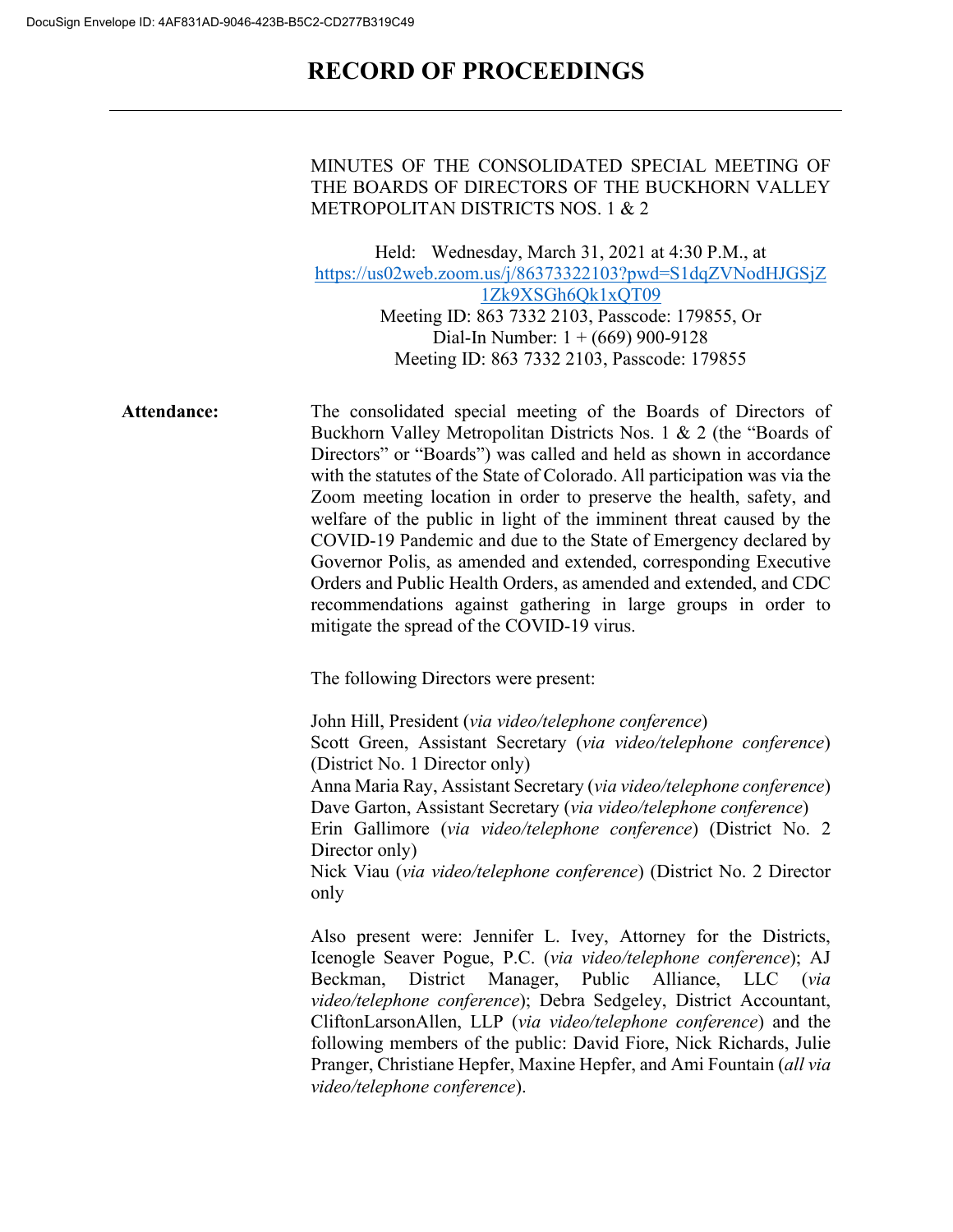DocuSign Envelope ID: 4AF831AD-9046-423B-B5C2-CD277B319C49

# RECORD OF PROCEEDINGS

MINUTES OF THE CONSOLIDATED SPECIAL MEETING OF THE BOARDS OF DIRECTORS OF THE BUCKHORN VALLEY METROPOLITAN DISTRICTS NOS. 1 & 2

Held: Wednesday, March 31, 2021 at 4:30 P.M., at https://us02web.zoom.us/j/86373322103?pwd=S1dqZVNodHJGSjZ1Zk9XSGh6Qk1xQT09
Meeting ID: 863 7332 2103, Passcode: 179855, Or
Dial-In Number: 1 + (669) 900-9128
Meeting ID: 863 7332 2103, Passcode: 179855

**Attendance:**

The consolidated special meeting of the Boards of Directors of Buckhorn Valley Metropolitan Districts Nos. 1 & 2 (the "Boards of Directors" or "Boards") was called and held as shown in accordance with the statutes of the State of Colorado. All participation was via the Zoom meeting location in order to preserve the health, safety, and welfare of the public in light of the imminent threat caused by the COVID-19 Pandemic and due to the State of Emergency declared by Governor Polis, as amended and extended, corresponding Executive Orders and Public Health Orders, as amended and extended, and CDC recommendations against gathering in large groups in order to mitigate the spread of the COVID-19 virus.

The following Directors were present:

John Hill, President (*via video/telephone conference*)
Scott Green, Assistant Secretary (*via video/telephone conference*) (District No. 1 Director only)
Anna Maria Ray, Assistant Secretary (*via video/telephone conference*)
Dave Garton, Assistant Secretary (*via video/telephone conference*)
Erin Gallimore (*via video/telephone conference*) (District No. 2 Director only)
Nick Viau (*via video/telephone conference*) (District No. 2 Director only

Also present were: Jennifer L. Ivey, Attorney for the Districts, Icenogle Seaver Pogue, P.C. (*via video/telephone conference*); AJ Beckman, District Manager, Public Alliance, LLC (*via video/telephone conference*); Debra Sedgeley, District Accountant, CliftonLarsonAllen, LLP (*via video/telephone conference*) and the following members of the public: David Fiore, Nick Richards, Julie Pranger, Christiane Hepfer, Maxine Hepfer, and Ami Fountain (*all via video/telephone conference*).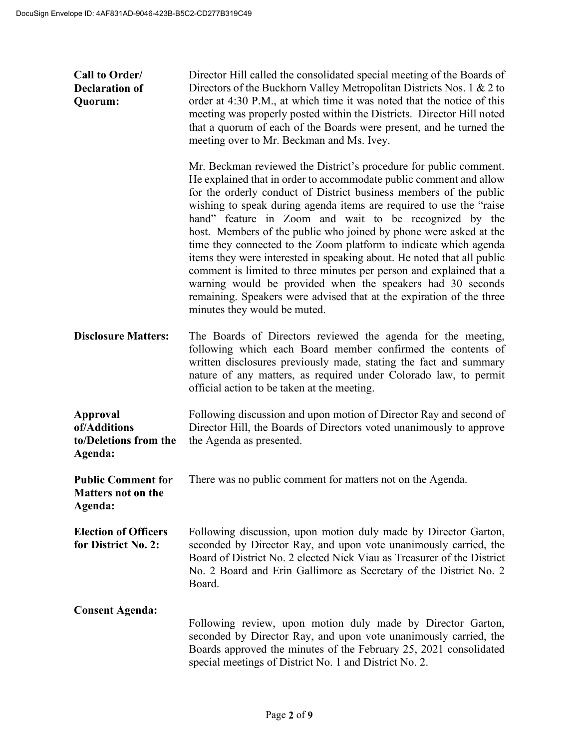**Call to Order/ Declaration of Quorum:**

Director Hill called the consolidated special meeting of the Boards of Directors of the Buckhorn Valley Metropolitan Districts Nos. 1 & 2 to order at 4:30 P.M., at which time it was noted that the notice of this meeting was properly posted within the Districts. Director Hill noted that a quorum of each of the Boards were present, and he turned the meeting over to Mr. Beckman and Ms. Ivey.

Mr. Beckman reviewed the District's procedure for public comment. He explained that in order to accommodate public comment and allow for the orderly conduct of District business members of the public wishing to speak during agenda items are required to use the "raise hand" feature in Zoom and wait to be recognized by the host. Members of the public who joined by phone were asked at the time they connected to the Zoom platform to indicate which agenda items they were interested in speaking about. He noted that all public comment is limited to three minutes per person and explained that a warning would be provided when the speakers had 30 seconds remaining. Speakers were advised that at the expiration of the three minutes they would be muted.

**Disclosure Matters:**

The Boards of Directors reviewed the agenda for the meeting, following which each Board member confirmed the contents of written disclosures previously made, stating the fact and summary nature of any matters, as required under Colorado law, to permit official action to be taken at the meeting.

**Approval of/Additions to/Deletions from the Agenda:**

Following discussion and upon motion of Director Ray and second of Director Hill, the Boards of Directors voted unanimously to approve the Agenda as presented.

**Public Comment for Matters not on the Agenda:**

There was no public comment for matters not on the Agenda.

**Election of Officers for District No. 2:**

Following discussion, upon motion duly made by Director Garton, seconded by Director Ray, and upon vote unanimously carried, the Board of District No. 2 elected Nick Viau as Treasurer of the District No. 2 Board and Erin Gallimore as Secretary of the District No. 2 Board.

**Consent Agenda:**

Following review, upon motion duly made by Director Garton, seconded by Director Ray, and upon vote unanimously carried, the Boards approved the minutes of the February 25, 2021 consolidated special meetings of District No. 1 and District No. 2.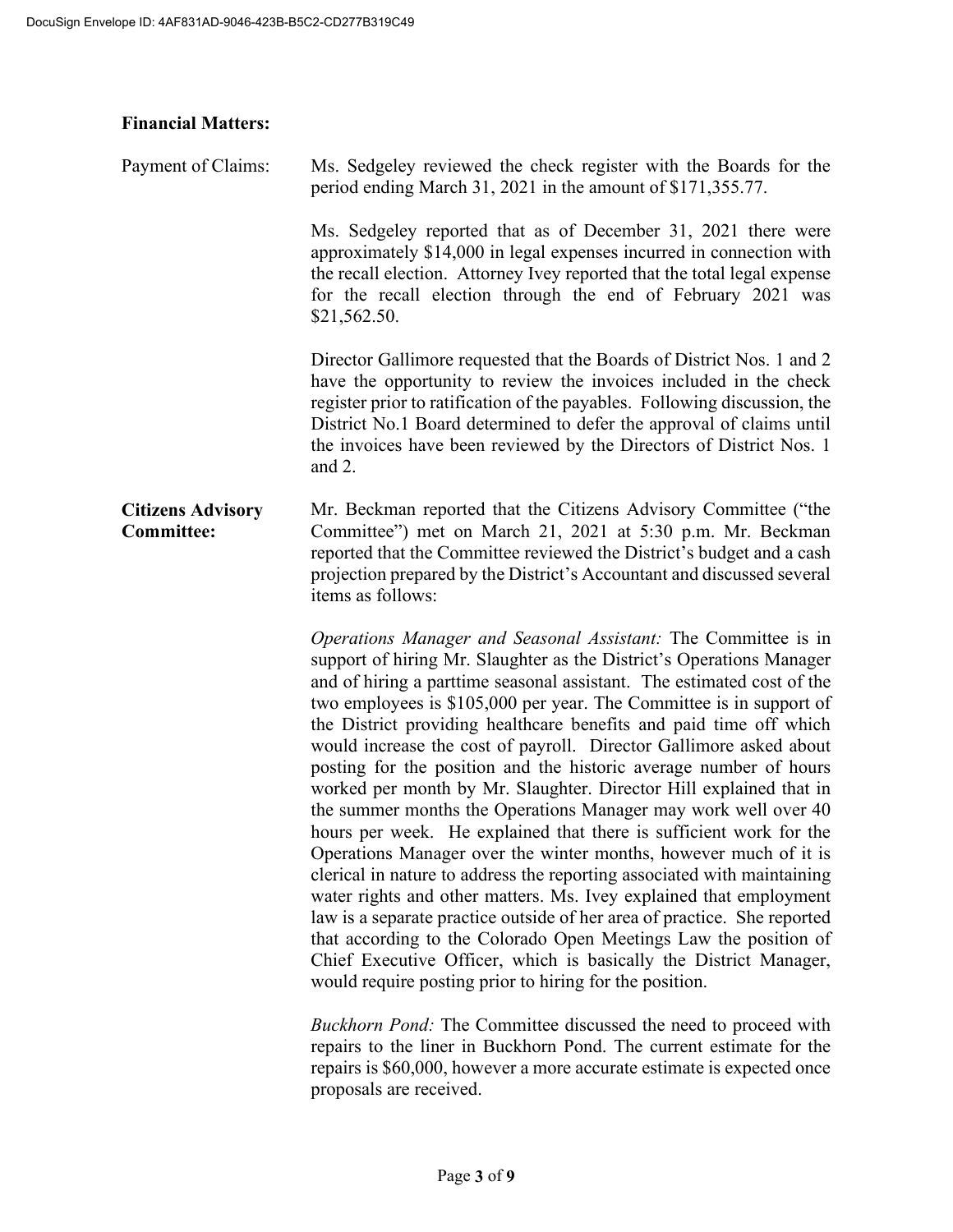**Financial Matters:**

Payment of Claims: Ms. Sedgeley reviewed the check register with the Boards for the period ending March 31, 2021 in the amount of $171,355.77.

Ms. Sedgeley reported that as of December 31, 2021 there were approximately $14,000 in legal expenses incurred in connection with the recall election. Attorney Ivey reported that the total legal expense for the recall election through the end of February 2021 was $21,562.50.

Director Gallimore requested that the Boards of District Nos. 1 and 2 have the opportunity to review the invoices included in the check register prior to ratification of the payables. Following discussion, the District No.1 Board determined to defer the approval of claims until the invoices have been reviewed by the Directors of District Nos. 1 and 2.

**Citizens Advisory Committee:**

Mr. Beckman reported that the Citizens Advisory Committee ("the Committee") met on March 21, 2021 at 5:30 p.m. Mr. Beckman reported that the Committee reviewed the District's budget and a cash projection prepared by the District's Accountant and discussed several items as follows:

*Operations Manager and Seasonal Assistant:* The Committee is in support of hiring Mr. Slaughter as the District's Operations Manager and of hiring a parttime seasonal assistant. The estimated cost of the two employees is $105,000 per year. The Committee is in support of the District providing healthcare benefits and paid time off which would increase the cost of payroll. Director Gallimore asked about posting for the position and the historic average number of hours worked per month by Mr. Slaughter. Director Hill explained that in the summer months the Operations Manager may work well over 40 hours per week. He explained that there is sufficient work for the Operations Manager over the winter months, however much of it is clerical in nature to address the reporting associated with maintaining water rights and other matters. Ms. Ivey explained that employment law is a separate practice outside of her area of practice. She reported that according to the Colorado Open Meetings Law the position of Chief Executive Officer, which is basically the District Manager, would require posting prior to hiring for the position.

*Buckhorn Pond:* The Committee discussed the need to proceed with repairs to the liner in Buckhorn Pond. The current estimate for the repairs is $60,000, however a more accurate estimate is expected once proposals are received.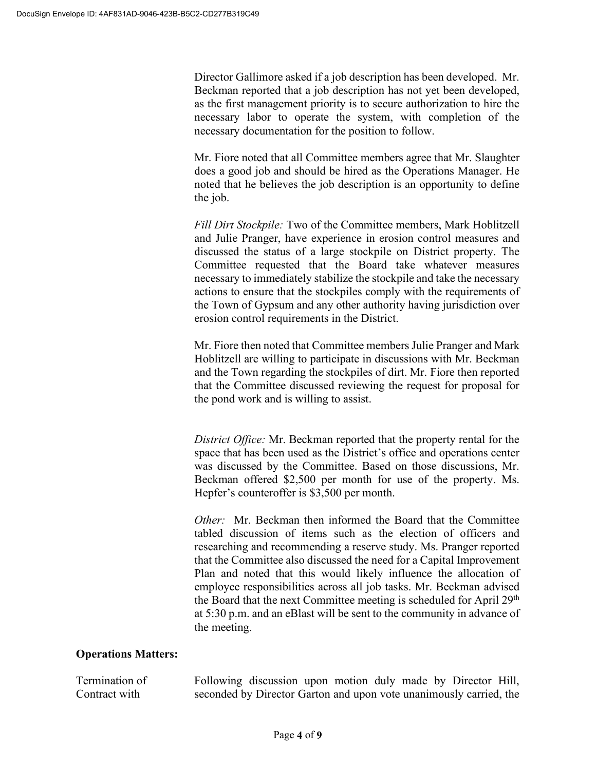Director Gallimore asked if a job description has been developed. Mr. Beckman reported that a job description has not yet been developed, as the first management priority is to secure authorization to hire the necessary labor to operate the system, with completion of the necessary documentation for the position to follow.

Mr. Fiore noted that all Committee members agree that Mr. Slaughter does a good job and should be hired as the Operations Manager. He noted that he believes the job description is an opportunity to define the job.

*Fill Dirt Stockpile:* Two of the Committee members, Mark Hoblitzell and Julie Pranger, have experience in erosion control measures and discussed the status of a large stockpile on District property. The Committee requested that the Board take whatever measures necessary to immediately stabilize the stockpile and take the necessary actions to ensure that the stockpiles comply with the requirements of the Town of Gypsum and any other authority having jurisdiction over erosion control requirements in the District.

Mr. Fiore then noted that Committee members Julie Pranger and Mark Hoblitzell are willing to participate in discussions with Mr. Beckman and the Town regarding the stockpiles of dirt. Mr. Fiore then reported that the Committee discussed reviewing the request for proposal for the pond work and is willing to assist.

*District Office:* Mr. Beckman reported that the property rental for the space that has been used as the District's office and operations center was discussed by the Committee. Based on those discussions, Mr. Beckman offered $2,500 per month for use of the property. Ms. Hepfer's counteroffer is $3,500 per month.

*Other:* Mr. Beckman then informed the Board that the Committee tabled discussion of items such as the election of officers and researching and recommending a reserve study. Ms. Pranger reported that the Committee also discussed the need for a Capital Improvement Plan and noted that this would likely influence the allocation of employee responsibilities across all job tasks. Mr. Beckman advised the Board that the next Committee meeting is scheduled for April 29th at 5:30 p.m. and an eBlast will be sent to the community in advance of the meeting.

**Operations Matters:**

Termination of Contract with

Following discussion upon motion duly made by Director Hill, seconded by Director Garton and upon vote unanimously carried, the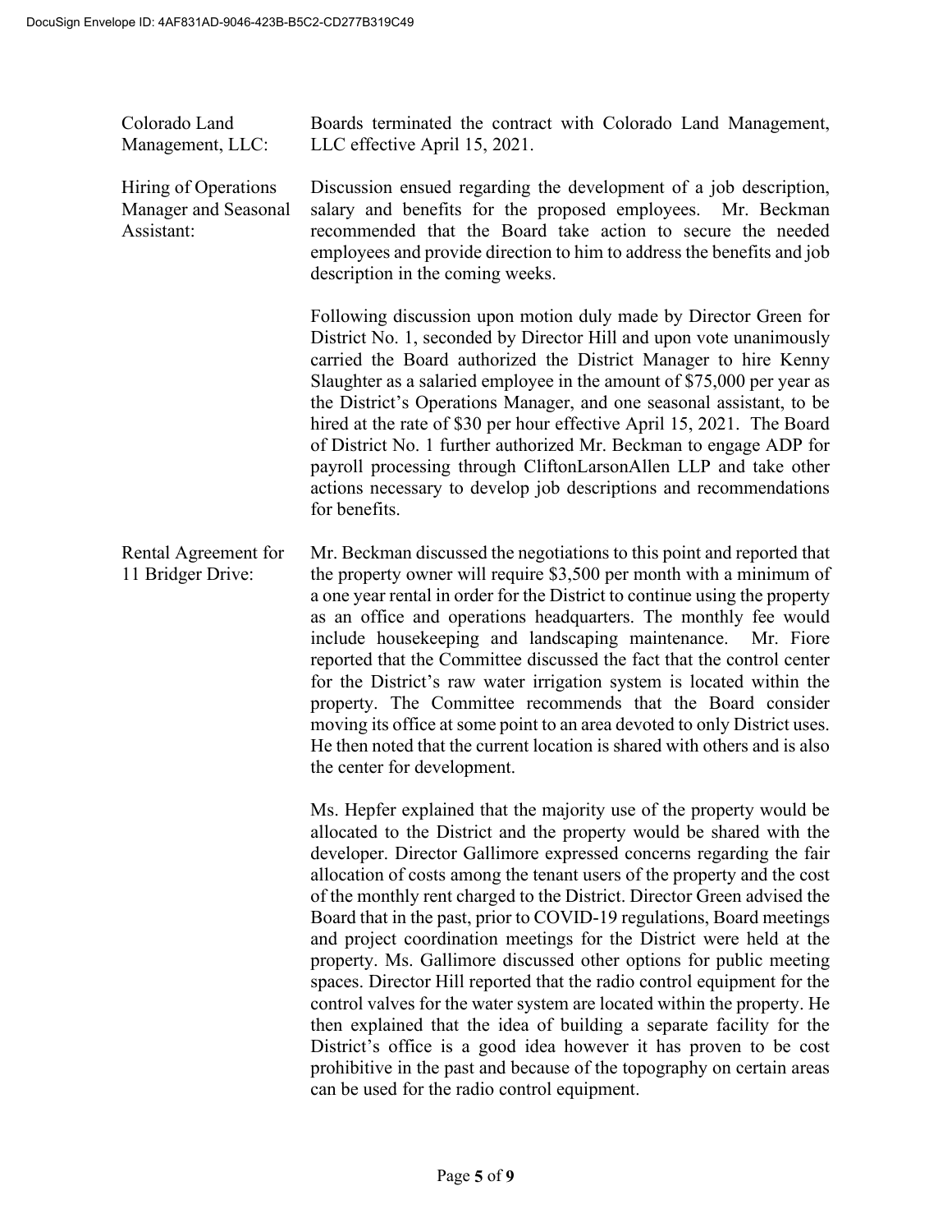**Colorado Land Management, LLC:**

Boards terminated the contract with Colorado Land Management, LLC effective April 15, 2021.

**Hiring of Operations Manager and Seasonal Assistant:**

Discussion ensued regarding the development of a job description, salary and benefits for the proposed employees. Mr. Beckman recommended that the Board take action to secure the needed employees and provide direction to him to address the benefits and job description in the coming weeks.

Following discussion upon motion duly made by Director Green for District No. 1, seconded by Director Hill and upon vote unanimously carried the Board authorized the District Manager to hire Kenny Slaughter as a salaried employee in the amount of $75,000 per year as the District's Operations Manager, and one seasonal assistant, to be hired at the rate of $30 per hour effective April 15, 2021. The Board of District No. 1 further authorized Mr. Beckman to engage ADP for payroll processing through CliftonLarsonAllen LLP and take other actions necessary to develop job descriptions and recommendations for benefits.

**Rental Agreement for 11 Bridger Drive:**

Mr. Beckman discussed the negotiations to this point and reported that the property owner will require $3,500 per month with a minimum of a one year rental in order for the District to continue using the property as an office and operations headquarters. The monthly fee would include housekeeping and landscaping maintenance. Mr. Fiore reported that the Committee discussed the fact that the control center for the District's raw water irrigation system is located within the property. The Committee recommends that the Board consider moving its office at some point to an area devoted to only District uses. He then noted that the current location is shared with others and is also the center for development.

Ms. Hepfer explained that the majority use of the property would be allocated to the District and the property would be shared with the developer. Director Gallimore expressed concerns regarding the fair allocation of costs among the tenant users of the property and the cost of the monthly rent charged to the District. Director Green advised the Board that in the past, prior to COVID-19 regulations, Board meetings and project coordination meetings for the District were held at the property. Ms. Gallimore discussed other options for public meeting spaces. Director Hill reported that the radio control equipment for the control valves for the water system are located within the property. He then explained that the idea of building a separate facility for the District's office is a good idea however it has proven to be cost prohibitive in the past and because of the topography on certain areas can be used for the radio control equipment.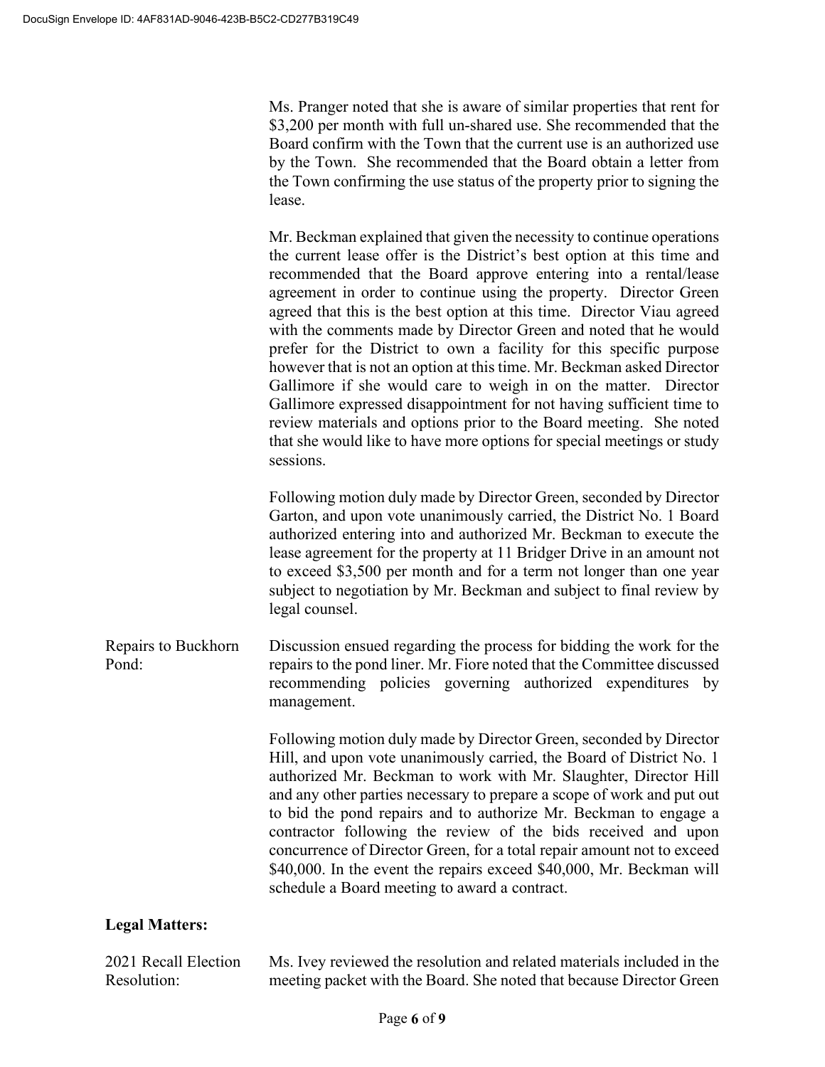Ms. Pranger noted that she is aware of similar properties that rent for $3,200 per month with full un-shared use. She recommended that the Board confirm with the Town that the current use is an authorized use by the Town. She recommended that the Board obtain a letter from the Town confirming the use status of the property prior to signing the lease.

Mr. Beckman explained that given the necessity to continue operations the current lease offer is the District's best option at this time and recommended that the Board approve entering into a rental/lease agreement in order to continue using the property. Director Green agreed that this is the best option at this time. Director Viau agreed with the comments made by Director Green and noted that he would prefer for the District to own a facility for this specific purpose however that is not an option at this time. Mr. Beckman asked Director Gallimore if she would care to weigh in on the matter. Director Gallimore expressed disappointment for not having sufficient time to review materials and options prior to the Board meeting. She noted that she would like to have more options for special meetings or study sessions.

Following motion duly made by Director Green, seconded by Director Garton, and upon vote unanimously carried, the District No. 1 Board authorized entering into and authorized Mr. Beckman to execute the lease agreement for the property at 11 Bridger Drive in an amount not to exceed $3,500 per month and for a term not longer than one year subject to negotiation by Mr. Beckman and subject to final review by legal counsel.

Repairs to Buckhorn Pond:

Discussion ensued regarding the process for bidding the work for the repairs to the pond liner. Mr. Fiore noted that the Committee discussed recommending policies governing authorized expenditures by management.

Following motion duly made by Director Green, seconded by Director Hill, and upon vote unanimously carried, the Board of District No. 1 authorized Mr. Beckman to work with Mr. Slaughter, Director Hill and any other parties necessary to prepare a scope of work and put out to bid the pond repairs and to authorize Mr. Beckman to engage a contractor following the review of the bids received and upon concurrence of Director Green, for a total repair amount not to exceed $40,000. In the event the repairs exceed $40,000, Mr. Beckman will schedule a Board meeting to award a contract.

**Legal Matters:**

2021 Recall Election Resolution:

Ms. Ivey reviewed the resolution and related materials included in the meeting packet with the Board. She noted that because Director Green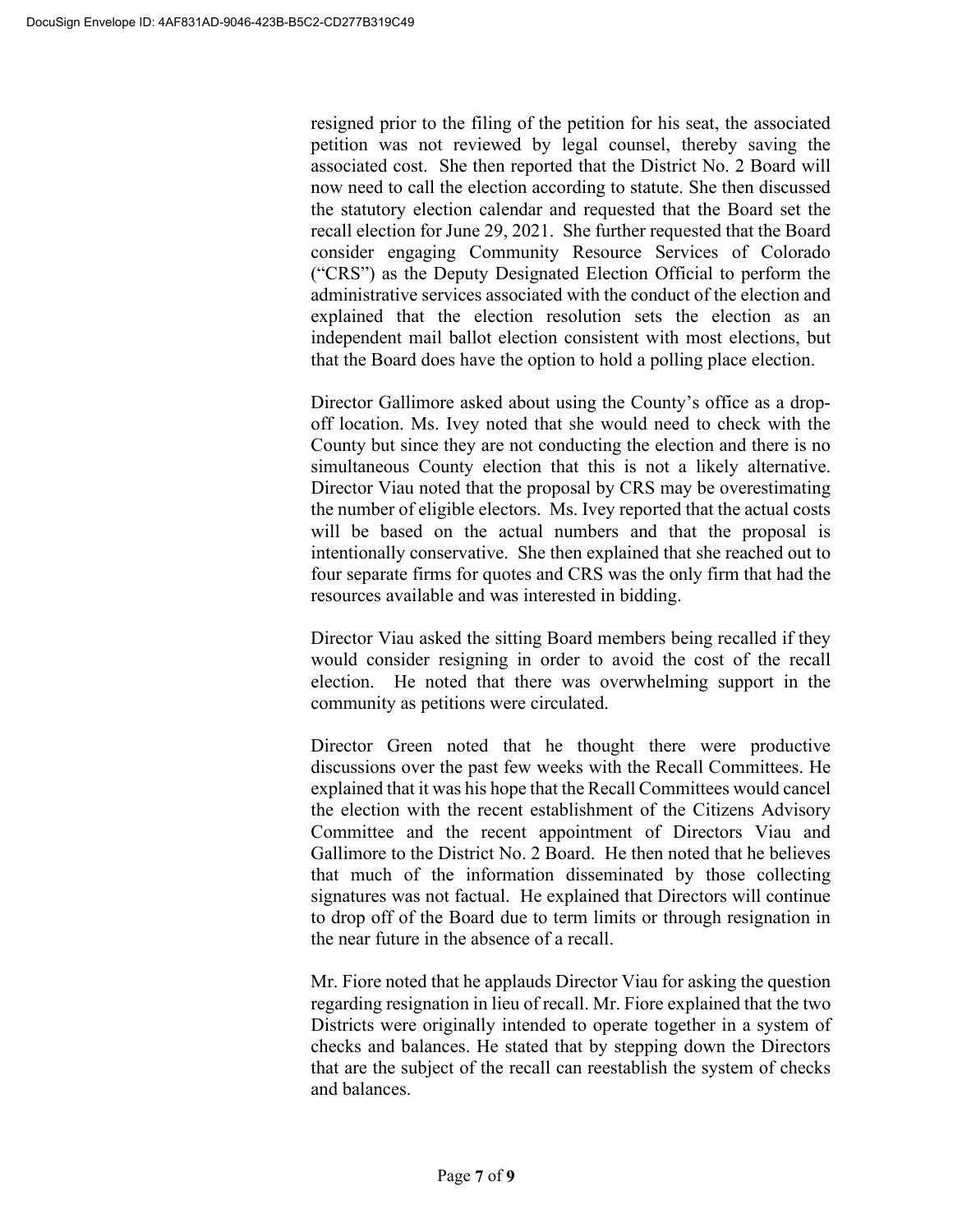resigned prior to the filing of the petition for his seat, the associated petition was not reviewed by legal counsel, thereby saving the associated cost. She then reported that the District No. 2 Board will now need to call the election according to statute. She then discussed the statutory election calendar and requested that the Board set the recall election for June 29, 2021. She further requested that the Board consider engaging Community Resource Services of Colorado ("CRS") as the Deputy Designated Election Official to perform the administrative services associated with the conduct of the election and explained that the election resolution sets the election as an independent mail ballot election consistent with most elections, but that the Board does have the option to hold a polling place election.

Director Gallimore asked about using the County's office as a drop-off location. Ms. Ivey noted that she would need to check with the County but since they are not conducting the election and there is no simultaneous County election that this is not a likely alternative. Director Viau noted that the proposal by CRS may be overestimating the number of eligible electors. Ms. Ivey reported that the actual costs will be based on the actual numbers and that the proposal is intentionally conservative. She then explained that she reached out to four separate firms for quotes and CRS was the only firm that had the resources available and was interested in bidding.

Director Viau asked the sitting Board members being recalled if they would consider resigning in order to avoid the cost of the recall election. He noted that there was overwhelming support in the community as petitions were circulated.

Director Green noted that he thought there were productive discussions over the past few weeks with the Recall Committees. He explained that it was his hope that the Recall Committees would cancel the election with the recent establishment of the Citizens Advisory Committee and the recent appointment of Directors Viau and Gallimore to the District No. 2 Board. He then noted that he believes that much of the information disseminated by those collecting signatures was not factual. He explained that Directors will continue to drop off of the Board due to term limits or through resignation in the near future in the absence of a recall.

Mr. Fiore noted that he applauds Director Viau for asking the question regarding resignation in lieu of recall. Mr. Fiore explained that the two Districts were originally intended to operate together in a system of checks and balances. He stated that by stepping down the Directors that are the subject of the recall can reestablish the system of checks and balances.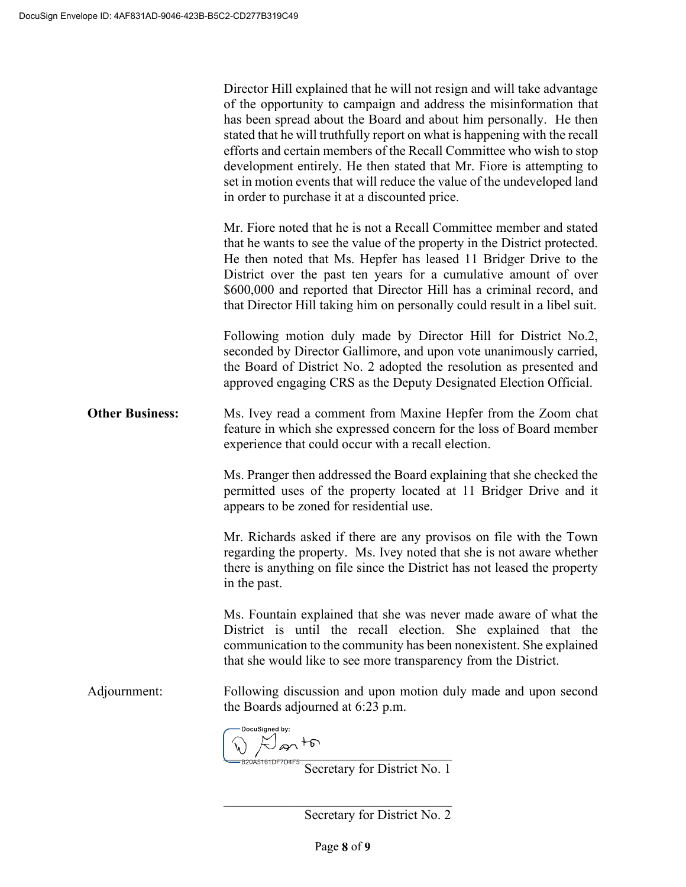Director Hill explained that he will not resign and will take advantage of the opportunity to campaign and address the misinformation that has been spread about the Board and about him personally. He then stated that he will truthfully report on what is happening with the recall efforts and certain members of the Recall Committee who wish to stop development entirely. He then stated that Mr. Fiore is attempting to set in motion events that will reduce the value of the undeveloped land in order to purchase it at a discounted price.

Mr. Fiore noted that he is not a Recall Committee member and stated that he wants to see the value of the property in the District protected. He then noted that Ms. Hepfer has leased 11 Bridger Drive to the District over the past ten years for a cumulative amount of over $600,000 and reported that Director Hill has a criminal record, and that Director Hill taking him on personally could result in a libel suit.

Following motion duly made by Director Hill for District No.2, seconded by Director Gallimore, and upon vote unanimously carried, the Board of District No. 2 adopted the resolution as presented and approved engaging CRS as the Deputy Designated Election Official.

**Other Business:** Ms. Ivey read a comment from Maxine Hepfer from the Zoom chat feature in which she expressed concern for the loss of Board member experience that could occur with a recall election.

Ms. Pranger then addressed the Board explaining that she checked the permitted uses of the property located at 11 Bridger Drive and it appears to be zoned for residential use.

Mr. Richards asked if there are any provisos on file with the Town regarding the property. Ms. Ivey noted that she is not aware whether there is anything on file since the District has not leased the property in the past.

Ms. Fountain explained that she was never made aware of what the District is until the recall election. She explained that the communication to the community has been nonexistent. She explained that she would like to see more transparency from the District.

Adjournment: Following discussion and upon motion duly made and upon second the Boards adjourned at 6:23 p.m.

DocuSigned by:
B20A5161DF7D4F5

Secretary for District No. 1

\_\_\_\_\_\_\_\_\_\_\_\_\_\_\_\_\_\_\_\_\_\_\_\_\_\_\_\_\_\_

Secretary for District No. 2